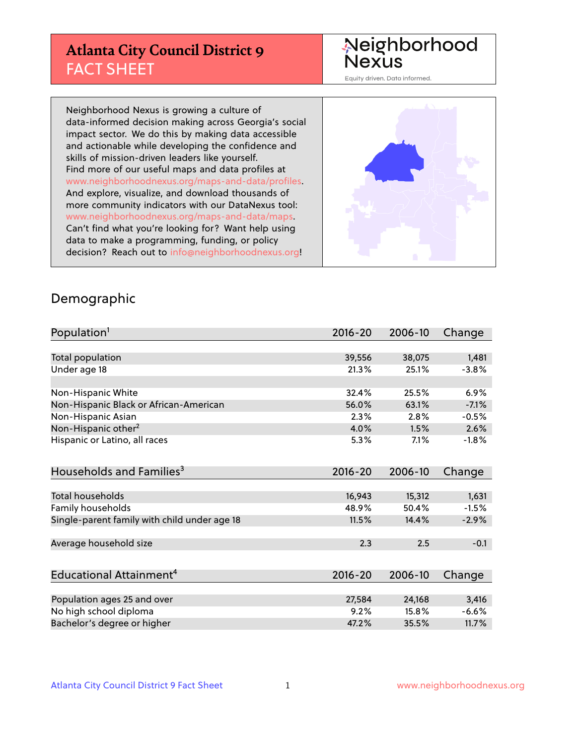# Atlanta City Council District 9 FACT SHEET

Neighborhood Nexus

Equity driven. Data informed.

Neighborhood Nexus is growing a culture of data-informed decision making across Georgia's social impact sector. We do this by making data accessible and actionable while developing the confidence and skills of mission-driven leaders like yourself. Find more of our useful maps and data profiles at www.neighborhoodnexus.org/maps-and-data/profiles. And explore, visualize, and download thousands of more community indicators with our DataNexus tool: www.neighborhoodnexus.org/maps-and-data/maps. Can't find what you're looking for? Want help using data to make a programming, funding, or policy decision? Reach out to info@neighborhoodnexus.org!

## Demographic

| Population[1] | 2016-20 | 2006-10 | Change |
|---|---|---|---|
| Total population | 39,556 | 38,075 | 1,481 |
| Under age 18 | 21.3% | 25.1% | -3.8% |
| | | | |
| Non-Hispanic White | 32.4% | 25.5% | 6.9% |
| Non-Hispanic Black or African-American | 56.0% | 63.1% | -7.1% |
| Non-Hispanic Asian | 2.3% | 2.8% | -0.5% |
| Non-Hispanic other[2] | 4.0% | 1.5% | 2.6% |
| Hispanic or Latino, all races | 5.3% | 7.1% | -1.8% |

| Households and Families[3] | 2016-20 | 2006-10 | Change |
|---|---|---|---|
| Total households | 16,943 | 15,312 | 1,631 |
| Family households | 48.9% | 50.4% | -1.5% |
| Single-parent family with child under age 18 | 11.5% | 14.4% | -2.9% |
| | | | |
| Average household size | 2.3 | 2.5 | -0.1 |

| Educational Attainment[4] | 2016-20 | 2006-10 | Change |
|---|---|---|---|
| Population ages 25 and over | 27,584 | 24,168 | 3,416 |
| No high school diploma | 9.2% | 15.8% | -6.6% |
| Bachelor's degree or higher | 47.2% | 35.5% | 11.7% |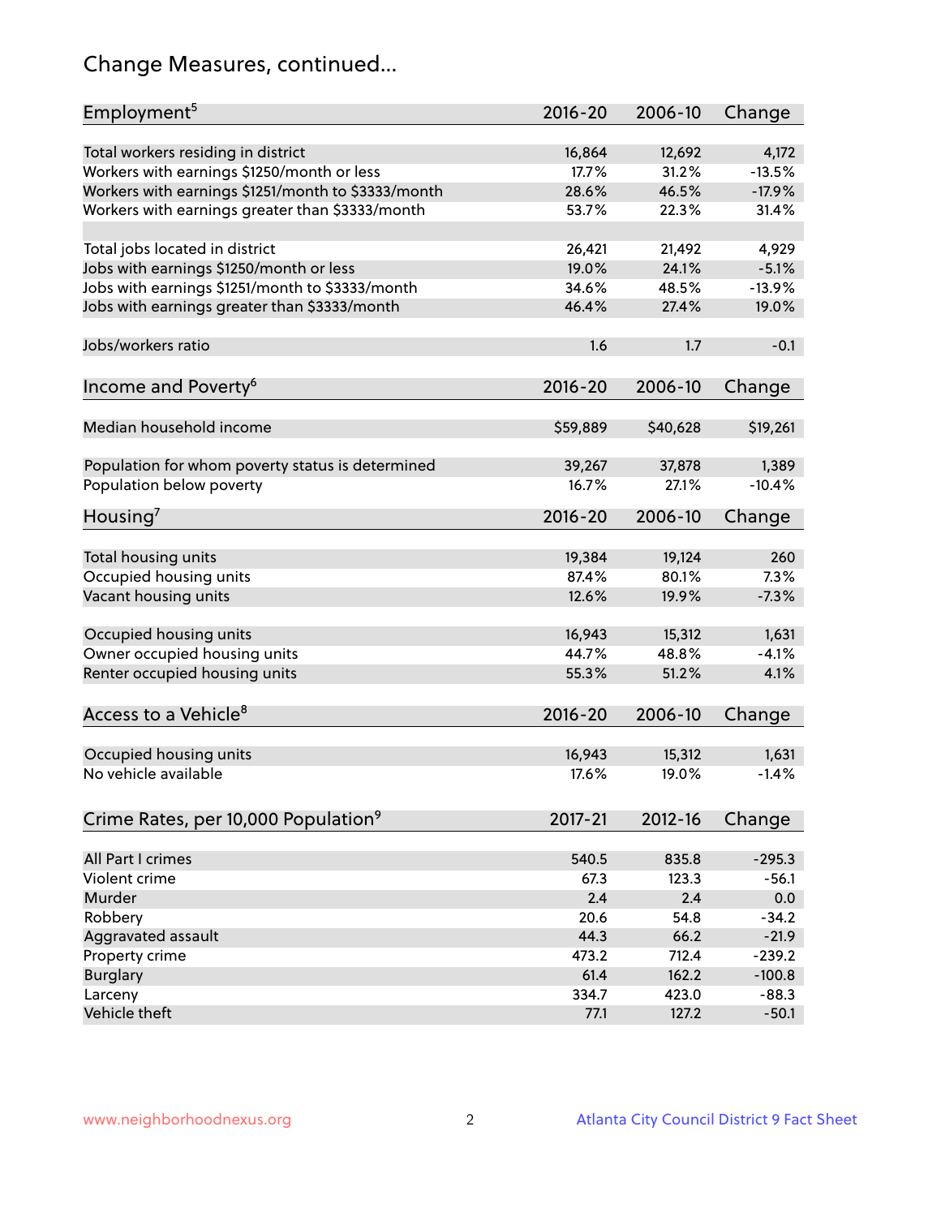## Change Measures, continued...

| Employment[5] | 2016-20 | 2006-10 | Change |
|---|---|---|---|
| Total workers residing in district | 16,864 | 12,692 | 4,172 |
| Workers with earnings $1250/month or less | 17.7% | 31.2% | -13.5% |
| Workers with earnings $1251/month to $3333/month | 28.6% | 46.5% | -17.9% |
| Workers with earnings greater than $3333/month | 53.7% | 22.3% | 31.4% |
| Total jobs located in district | 26,421 | 21,492 | 4,929 |
| Jobs with earnings $1250/month or less | 19.0% | 24.1% | -5.1% |
| Jobs with earnings $1251/month to $3333/month | 34.6% | 48.5% | -13.9% |
| Jobs with earnings greater than $3333/month | 46.4% | 27.4% | 19.0% |
| Jobs/workers ratio | 1.6 | 1.7 | -0.1 |

| Income and Poverty[6] | 2016-20 | 2006-10 | Change |
|---|---|---|---|
| Median household income | $59,889 | $40,628 | $19,261 |
| Population for whom poverty status is determined | 39,267 | 37,878 | 1,389 |
| Population below poverty | 16.7% | 27.1% | -10.4% |

| Housing[7] | 2016-20 | 2006-10 | Change |
|---|---|---|---|
| Total housing units | 19,384 | 19,124 | 260 |
| Occupied housing units | 87.4% | 80.1% | 7.3% |
| Vacant housing units | 12.6% | 19.9% | -7.3% |
| Occupied housing units | 16,943 | 15,312 | 1,631 |
| Owner occupied housing units | 44.7% | 48.8% | -4.1% |
| Renter occupied housing units | 55.3% | 51.2% | 4.1% |

| Access to a Vehicle[8] | 2016-20 | 2006-10 | Change |
|---|---|---|---|
| Occupied housing units | 16,943 | 15,312 | 1,631 |
| No vehicle available | 17.6% | 19.0% | -1.4% |

| Crime Rates, per 10,000 Population[9] | 2017-21 | 2012-16 | Change |
|---|---|---|---|
| All Part I crimes | 540.5 | 835.8 | -295.3 |
| Violent crime | 67.3 | 123.3 | -56.1 |
| Murder | 2.4 | 2.4 | 0.0 |
| Robbery | 20.6 | 54.8 | -34.2 |
| Aggravated assault | 44.3 | 66.2 | -21.9 |
| Property crime | 473.2 | 712.4 | -239.2 |
| Burglary | 61.4 | 162.2 | -100.8 |
| Larceny | 334.7 | 423.0 | -88.3 |
| Vehicle theft | 77.1 | 127.2 | -50.1 |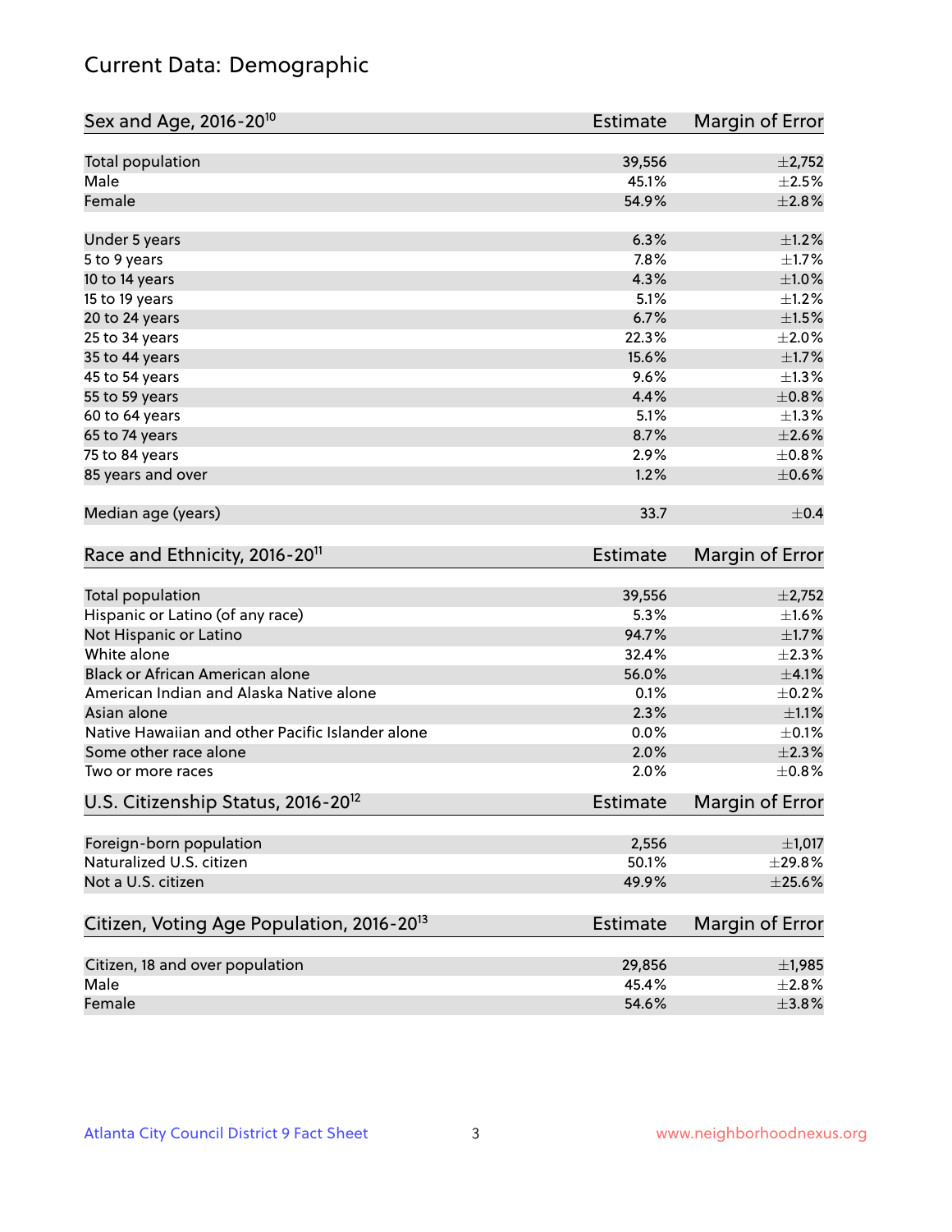# Current Data: Demographic

| Sex and Age, 2016-20[10] | Estimate | Margin of Error |
|---|---|---|
| Total population | 39,556 | ±2,752 |
| Male | 45.1% | ±2.5% |
| Female | 54.9% | ±2.8% |
| Under 5 years | 6.3% | ±1.2% |
| 5 to 9 years | 7.8% | ±1.7% |
| 10 to 14 years | 4.3% | ±1.0% |
| 15 to 19 years | 5.1% | ±1.2% |
| 20 to 24 years | 6.7% | ±1.5% |
| 25 to 34 years | 22.3% | ±2.0% |
| 35 to 44 years | 15.6% | ±1.7% |
| 45 to 54 years | 9.6% | ±1.3% |
| 55 to 59 years | 4.4% | ±0.8% |
| 60 to 64 years | 5.1% | ±1.3% |
| 65 to 74 years | 8.7% | ±2.6% |
| 75 to 84 years | 2.9% | ±0.8% |
| 85 years and over | 1.2% | ±0.6% |
| Median age (years) | 33.7 | ±0.4 |

| Race and Ethnicity, 2016-20[11] | Estimate | Margin of Error |
|---|---|---|
| Total population | 39,556 | ±2,752 |
| Hispanic or Latino (of any race) | 5.3% | ±1.6% |
| Not Hispanic or Latino | 94.7% | ±1.7% |
| White alone | 32.4% | ±2.3% |
| Black or African American alone | 56.0% | ±4.1% |
| American Indian and Alaska Native alone | 0.1% | ±0.2% |
| Asian alone | 2.3% | ±1.1% |
| Native Hawaiian and other Pacific Islander alone | 0.0% | ±0.1% |
| Some other race alone | 2.0% | ±2.3% |
| Two or more races | 2.0% | ±0.8% |

| U.S. Citizenship Status, 2016-20[12] | Estimate | Margin of Error |
|---|---|---|
| Foreign-born population | 2,556 | ±1,017 |
| Naturalized U.S. citizen | 50.1% | ±29.8% |
| Not a U.S. citizen | 49.9% | ±25.6% |

| Citizen, Voting Age Population, 2016-20[13] | Estimate | Margin of Error |
|---|---|---|
| Citizen, 18 and over population | 29,856 | ±1,985 |
| Male | 45.4% | ±2.8% |
| Female | 54.6% | ±3.8% |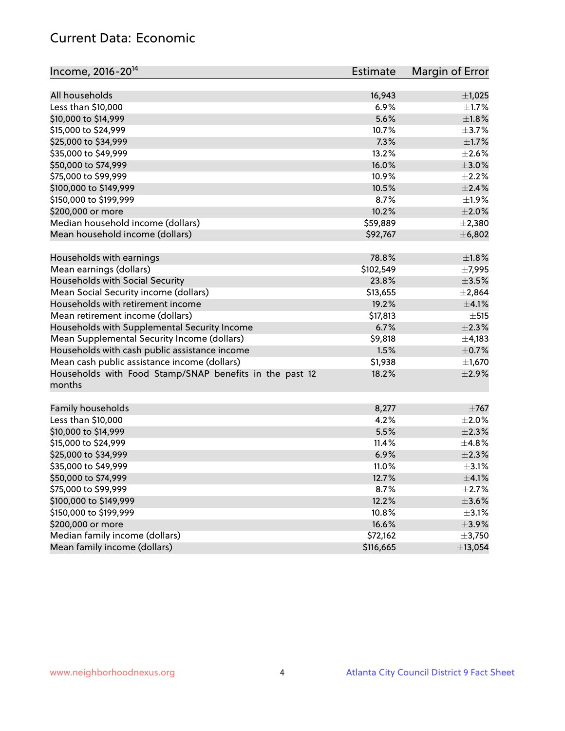## Current Data: Economic

| Income, 2016-20[14] | Estimate | Margin of Error |
|---|---|---|
| All households | 16,943 | ±1,025 |
| Less than $10,000 | 6.9% | ±1.7% |
| $10,000 to $14,999 | 5.6% | ±1.8% |
| $15,000 to $24,999 | 10.7% | ±3.7% |
| $25,000 to $34,999 | 7.3% | ±1.7% |
| $35,000 to $49,999 | 13.2% | ±2.6% |
| $50,000 to $74,999 | 16.0% | ±3.0% |
| $75,000 to $99,999 | 10.9% | ±2.2% |
| $100,000 to $149,999 | 10.5% | ±2.4% |
| $150,000 to $199,999 | 8.7% | ±1.9% |
| $200,000 or more | 10.2% | ±2.0% |
| Median household income (dollars) | $59,889 | ±2,380 |
| Mean household income (dollars) | $92,767 | ±6,802 |
| | | |
| Households with earnings | 78.8% | ±1.8% |
| Mean earnings (dollars) | $102,549 | ±7,995 |
| Households with Social Security | 23.8% | ±3.5% |
| Mean Social Security income (dollars) | $13,655 | ±2,864 |
| Households with retirement income | 19.2% | ±4.1% |
| Mean retirement income (dollars) | $17,813 | ±515 |
| Households with Supplemental Security Income | 6.7% | ±2.3% |
| Mean Supplemental Security Income (dollars) | $9,818 | ±4,183 |
| Households with cash public assistance income | 1.5% | ±0.7% |
| Mean cash public assistance income (dollars) | $1,938 | ±1,670 |
| Households with Food Stamp/SNAP benefits in the past 12 months | 18.2% | ±2.9% |
| | | |
| Family households | 8,277 | ±767 |
| Less than $10,000 | 4.2% | ±2.0% |
| $10,000 to $14,999 | 5.5% | ±2.3% |
| $15,000 to $24,999 | 11.4% | ±4.8% |
| $25,000 to $34,999 | 6.9% | ±2.3% |
| $35,000 to $49,999 | 11.0% | ±3.1% |
| $50,000 to $74,999 | 12.7% | ±4.1% |
| $75,000 to $99,999 | 8.7% | ±2.7% |
| $100,000 to $149,999 | 12.2% | ±3.6% |
| $150,000 to $199,999 | 10.8% | ±3.1% |
| $200,000 or more | 16.6% | ±3.9% |
| Median family income (dollars) | $72,162 | ±3,750 |
| Mean family income (dollars) | $116,665 | ±13,054 |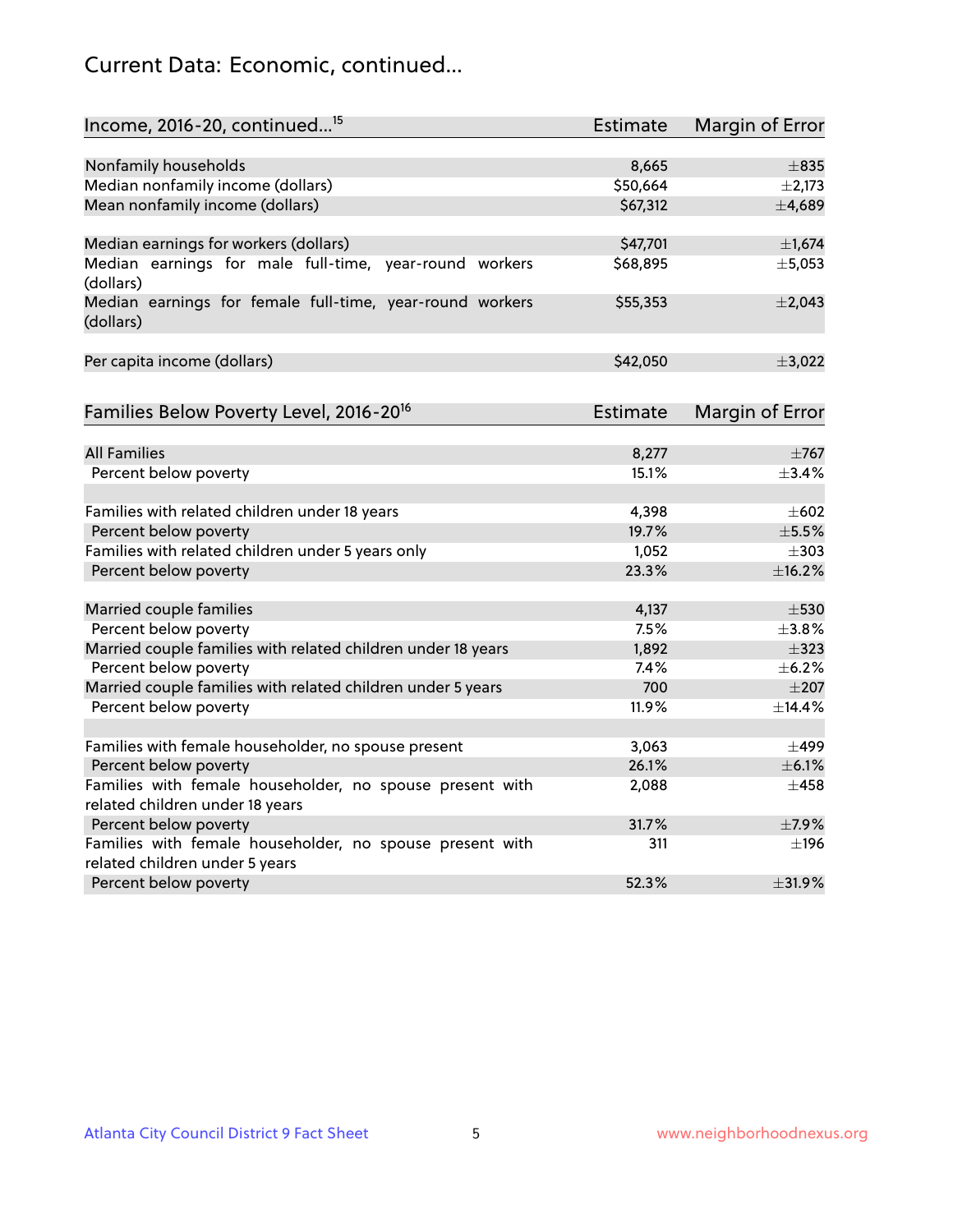## Current Data: Economic, continued...

| Income, 2016-20, continued...[15] | Estimate | Margin of Error |
|---|---|---|
| Nonfamily households | 8,665 | ±835 |
| Median nonfamily income (dollars) | $50,664 | ±2,173 |
| Mean nonfamily income (dollars) | $67,312 | ±4,689 |
| | | |
| Median earnings for workers (dollars) | $47,701 | ±1,674 |
| Median earnings for male full-time, year-round workers (dollars) | $68,895 | ±5,053 |
| Median earnings for female full-time, year-round workers (dollars) | $55,353 | ±2,043 |
| | | |
| Per capita income (dollars) | $42,050 | ±3,022 |

| Families Below Poverty Level, 2016-20[16] | Estimate | Margin of Error |
|---|---|---|
| All Families | 8,277 | ±767 |
| Percent below poverty | 15.1% | ±3.4% |
| | | |
| Families with related children under 18 years | 4,398 | ±602 |
| Percent below poverty | 19.7% | ±5.5% |
| Families with related children under 5 years only | 1,052 | ±303 |
| Percent below poverty | 23.3% | ±16.2% |
| | | |
| Married couple families | 4,137 | ±530 |
| Percent below poverty | 7.5% | ±3.8% |
| Married couple families with related children under 18 years | 1,892 | ±323 |
| Percent below poverty | 7.4% | ±6.2% |
| Married couple families with related children under 5 years | 700 | ±207 |
| Percent below poverty | 11.9% | ±14.4% |
| | | |
| Families with female householder, no spouse present | 3,063 | ±499 |
| Percent below poverty | 26.1% | ±6.1% |
| Families with female householder, no spouse present with related children under 18 years | 2,088 | ±458 |
| Percent below poverty | 31.7% | ±7.9% |
| Families with female householder, no spouse present with related children under 5 years | 311 | ±196 |
| Percent below poverty | 52.3% | ±31.9% |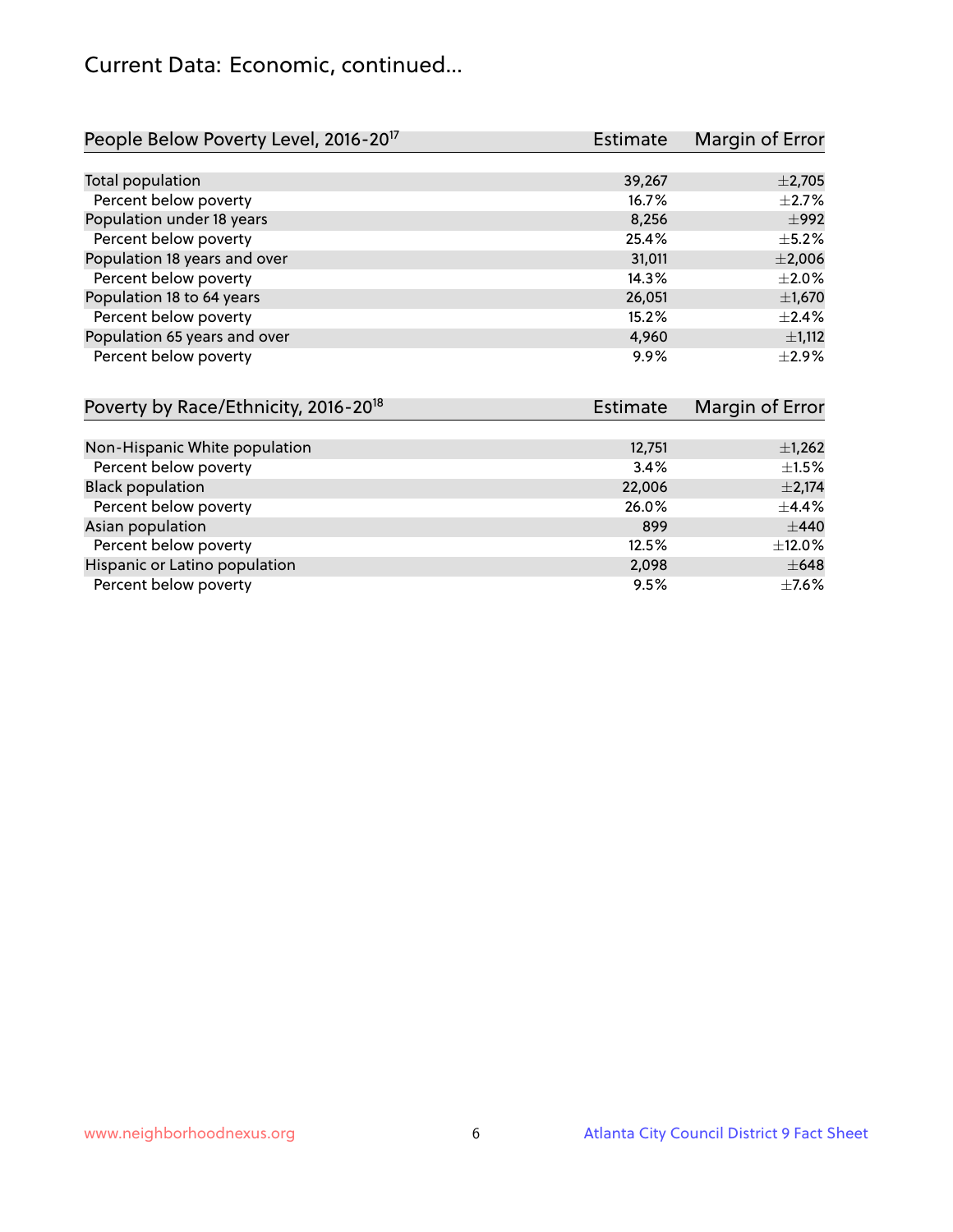## Current Data: Economic, continued...

| People Below Poverty Level, 2016-20[17] | Estimate | Margin of Error |
|---|---|---|
| Total population | 39,267 | ±2,705 |
| Percent below poverty | 16.7% | ±2.7% |
| Population under 18 years | 8,256 | ±992 |
| Percent below poverty | 25.4% | ±5.2% |
| Population 18 years and over | 31,011 | ±2,006 |
| Percent below poverty | 14.3% | ±2.0% |
| Population 18 to 64 years | 26,051 | ±1,670 |
| Percent below poverty | 15.2% | ±2.4% |
| Population 65 years and over | 4,960 | ±1,112 |
| Percent below poverty | 9.9% | ±2.9% |

| Poverty by Race/Ethnicity, 2016-20[18] | Estimate | Margin of Error |
|---|---|---|
| Non-Hispanic White population | 12,751 | ±1,262 |
| Percent below poverty | 3.4% | ±1.5% |
| Black population | 22,006 | ±2,174 |
| Percent below poverty | 26.0% | ±4.4% |
| Asian population | 899 | ±440 |
| Percent below poverty | 12.5% | ±12.0% |
| Hispanic or Latino population | 2,098 | ±648 |
| Percent below poverty | 9.5% | ±7.6% |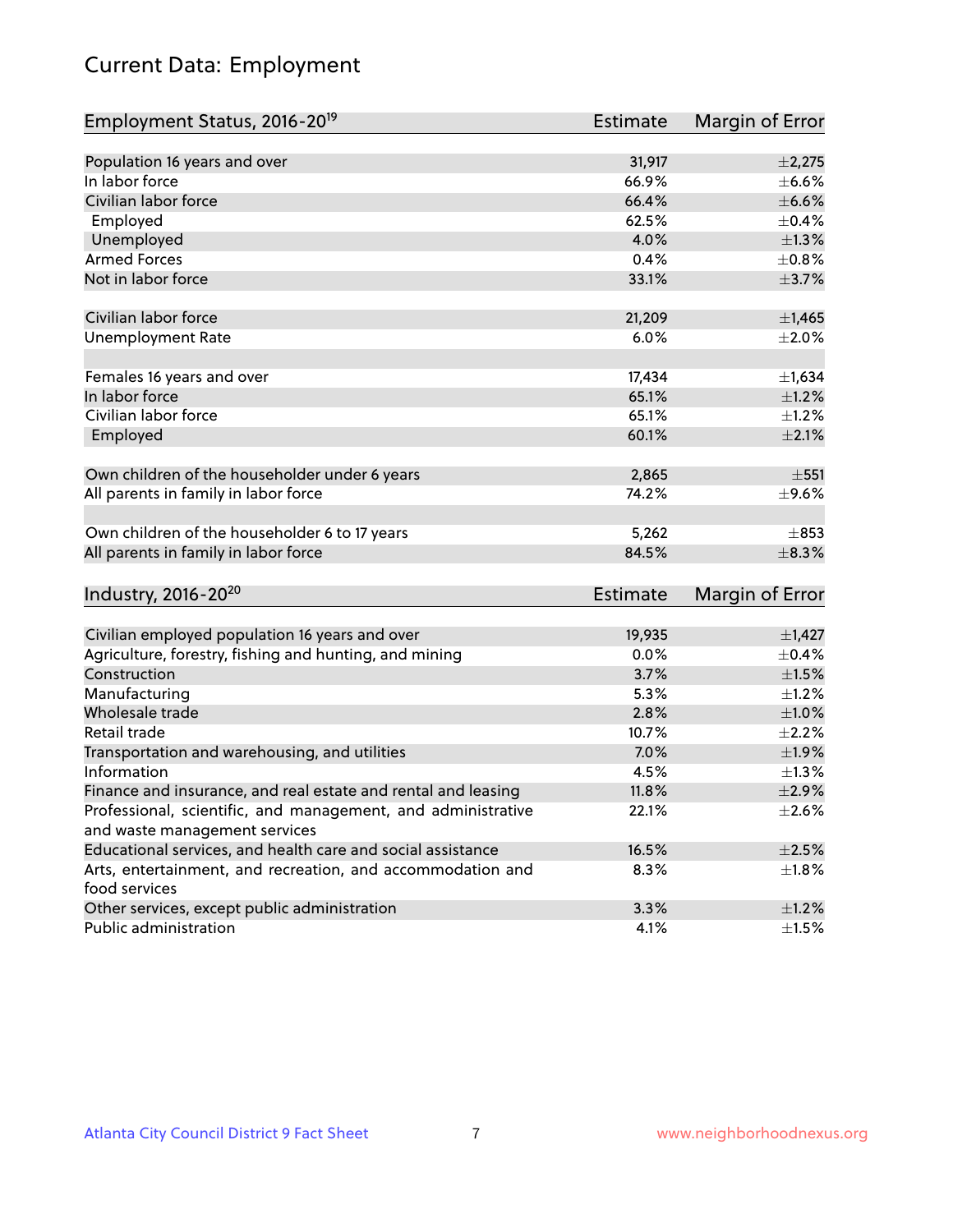# Current Data: Employment

| Employment Status, 2016-20[19] | Estimate | Margin of Error |
|---|---|---|
| Population 16 years and over | 31,917 | ±2,275 |
| In labor force | 66.9% | ±6.6% |
| Civilian labor force | 66.4% | ±6.6% |
| Employed | 62.5% | ±0.4% |
| Unemployed | 4.0% | ±1.3% |
| Armed Forces | 0.4% | ±0.8% |
| Not in labor force | 33.1% | ±3.7% |
| | | |
| Civilian labor force | 21,209 | ±1,465 |
| Unemployment Rate | 6.0% | ±2.0% |
| | | |
| Females 16 years and over | 17,434 | ±1,634 |
| In labor force | 65.1% | ±1.2% |
| Civilian labor force | 65.1% | ±1.2% |
| Employed | 60.1% | ±2.1% |
| | | |
| Own children of the householder under 6 years | 2,865 | ±551 |
| All parents in family in labor force | 74.2% | ±9.6% |
| | | |
| Own children of the householder 6 to 17 years | 5,262 | ±853 |
| All parents in family in labor force | 84.5% | ±8.3% |

| Industry, 2016-20[20] | Estimate | Margin of Error |
|---|---|---|
| Civilian employed population 16 years and over | 19,935 | ±1,427 |
| Agriculture, forestry, fishing and hunting, and mining | 0.0% | ±0.4% |
| Construction | 3.7% | ±1.5% |
| Manufacturing | 5.3% | ±1.2% |
| Wholesale trade | 2.8% | ±1.0% |
| Retail trade | 10.7% | ±2.2% |
| Transportation and warehousing, and utilities | 7.0% | ±1.9% |
| Information | 4.5% | ±1.3% |
| Finance and insurance, and real estate and rental and leasing | 11.8% | ±2.9% |
| Professional, scientific, and management, and administrative and waste management services | 22.1% | ±2.6% |
| Educational services, and health care and social assistance | 16.5% | ±2.5% |
| Arts, entertainment, and recreation, and accommodation and food services | 8.3% | ±1.8% |
| Other services, except public administration | 3.3% | ±1.2% |
| Public administration | 4.1% | ±1.5% |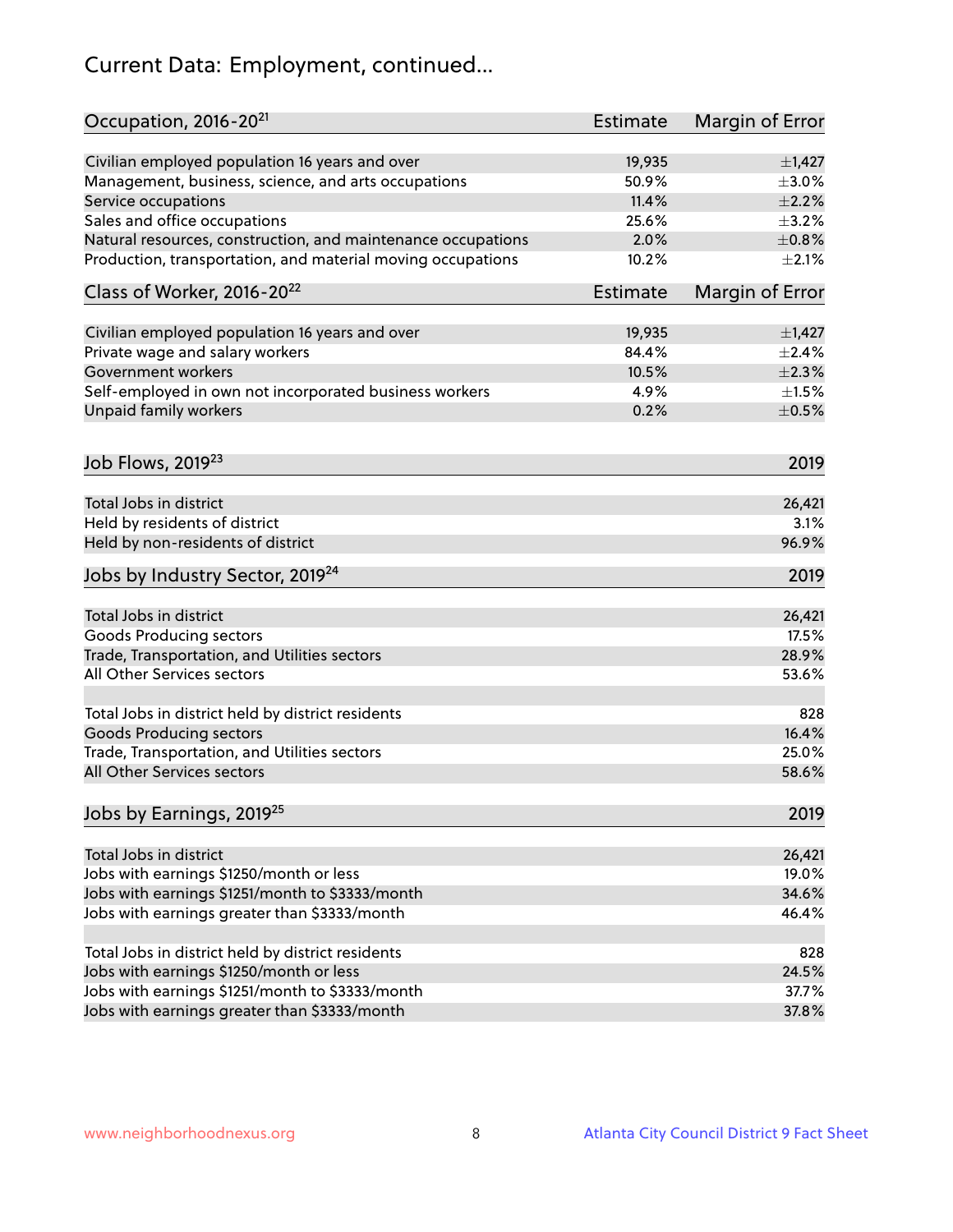# Current Data: Employment, continued...

| Occupation, 2016-20[21] | Estimate | Margin of Error |
| --- | --- | --- |
| Civilian employed population 16 years and over | 19,935 | ±1,427 |
| Management, business, science, and arts occupations | 50.9% | ±3.0% |
| Service occupations | 11.4% | ±2.2% |
| Sales and office occupations | 25.6% | ±3.2% |
| Natural resources, construction, and maintenance occupations | 2.0% | ±0.8% |
| Production, transportation, and material moving occupations | 10.2% | ±2.1% |

| Class of Worker, 2016-20[22] | Estimate | Margin of Error |
| --- | --- | --- |
| Civilian employed population 16 years and over | 19,935 | ±1,427 |
| Private wage and salary workers | 84.4% | ±2.4% |
| Government workers | 10.5% | ±2.3% |
| Self-employed in own not incorporated business workers | 4.9% | ±1.5% |
| Unpaid family workers | 0.2% | ±0.5% |

| Job Flows, 2019[23] | 2019 |
| --- | --- |
| Total Jobs in district | 26,421 |
| Held by residents of district | 3.1% |
| Held by non-residents of district | 96.9% |

| Jobs by Industry Sector, 2019[24] | 2019 |
| --- | --- |
| Total Jobs in district | 26,421 |
| Goods Producing sectors | 17.5% |
| Trade, Transportation, and Utilities sectors | 28.9% |
| All Other Services sectors | 53.6% |
| | |
| Total Jobs in district held by district residents | 828 |
| Goods Producing sectors | 16.4% |
| Trade, Transportation, and Utilities sectors | 25.0% |
| All Other Services sectors | 58.6% |

| Jobs by Earnings, 2019[25] | 2019 |
| --- | --- |
| Total Jobs in district | 26,421 |
| Jobs with earnings $1250/month or less | 19.0% |
| Jobs with earnings $1251/month to $3333/month | 34.6% |
| Jobs with earnings greater than $3333/month | 46.4% |
| | |
| Total Jobs in district held by district residents | 828 |
| Jobs with earnings $1250/month or less | 24.5% |
| Jobs with earnings $1251/month to $3333/month | 37.7% |
| Jobs with earnings greater than $3333/month | 37.8% |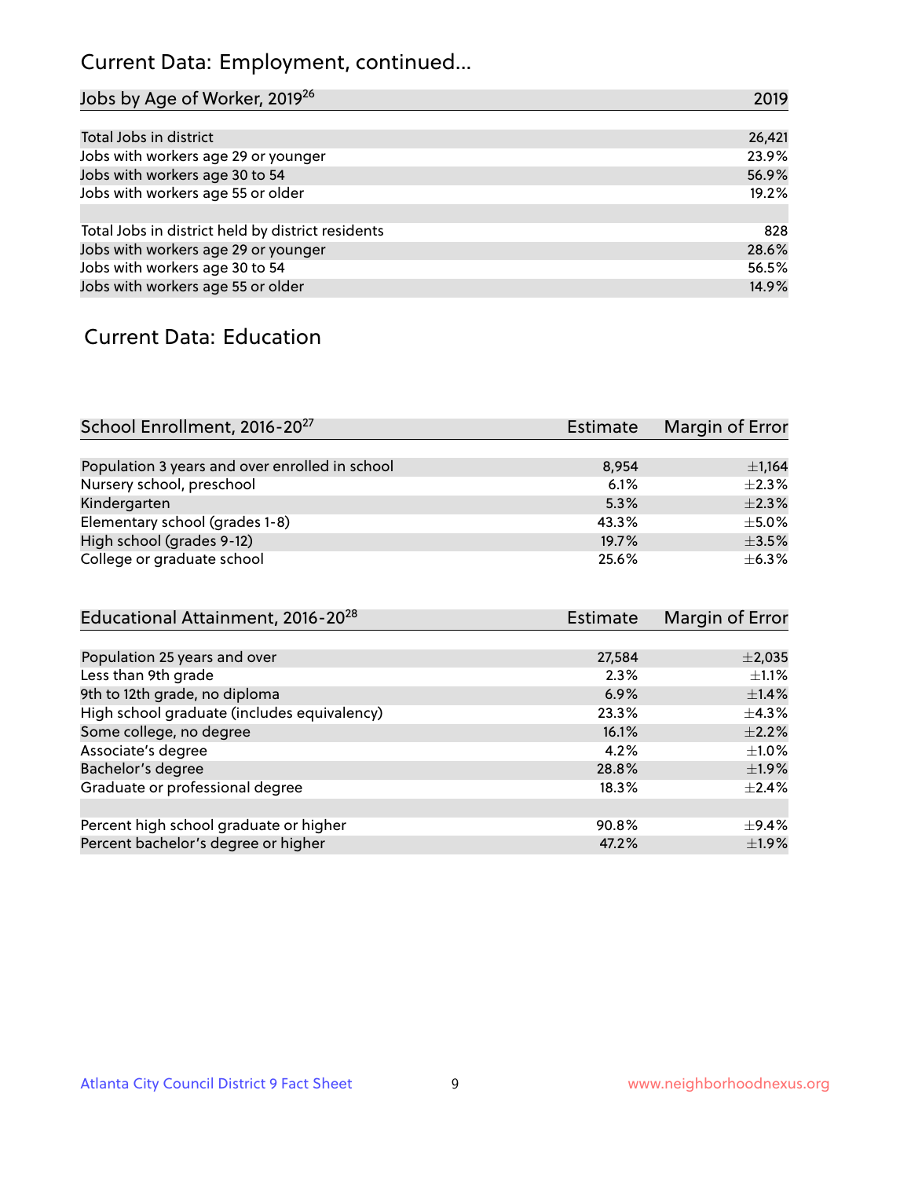## Current Data: Employment, continued...

| Jobs by Age of Worker, 2019[26] | 2019 |
|---|---|
| Total Jobs in district | 26,421 |
| Jobs with workers age 29 or younger | 23.9% |
| Jobs with workers age 30 to 54 | 56.9% |
| Jobs with workers age 55 or older | 19.2% |
| | |
| Total Jobs in district held by district residents | 828 |
| Jobs with workers age 29 or younger | 28.6% |
| Jobs with workers age 30 to 54 | 56.5% |
| Jobs with workers age 55 or older | 14.9% |

## Current Data: Education

| School Enrollment, 2016-20[27] | Estimate | Margin of Error |
|---|---|---|
| Population 3 years and over enrolled in school | 8,954 | ±1,164 |
| Nursery school, preschool | 6.1% | ±2.3% |
| Kindergarten | 5.3% | ±2.3% |
| Elementary school (grades 1-8) | 43.3% | ±5.0% |
| High school (grades 9-12) | 19.7% | ±3.5% |
| College or graduate school | 25.6% | ±6.3% |

| Educational Attainment, 2016-20[28] | Estimate | Margin of Error |
|---|---|---|
| Population 25 years and over | 27,584 | ±2,035 |
| Less than 9th grade | 2.3% | ±1.1% |
| 9th to 12th grade, no diploma | 6.9% | ±1.4% |
| High school graduate (includes equivalency) | 23.3% | ±4.3% |
| Some college, no degree | 16.1% | ±2.2% |
| Associate's degree | 4.2% | ±1.0% |
| Bachelor's degree | 28.8% | ±1.9% |
| Graduate or professional degree | 18.3% | ±2.4% |
| | | |
| Percent high school graduate or higher | 90.8% | ±9.4% |
| Percent bachelor's degree or higher | 47.2% | ±1.9% |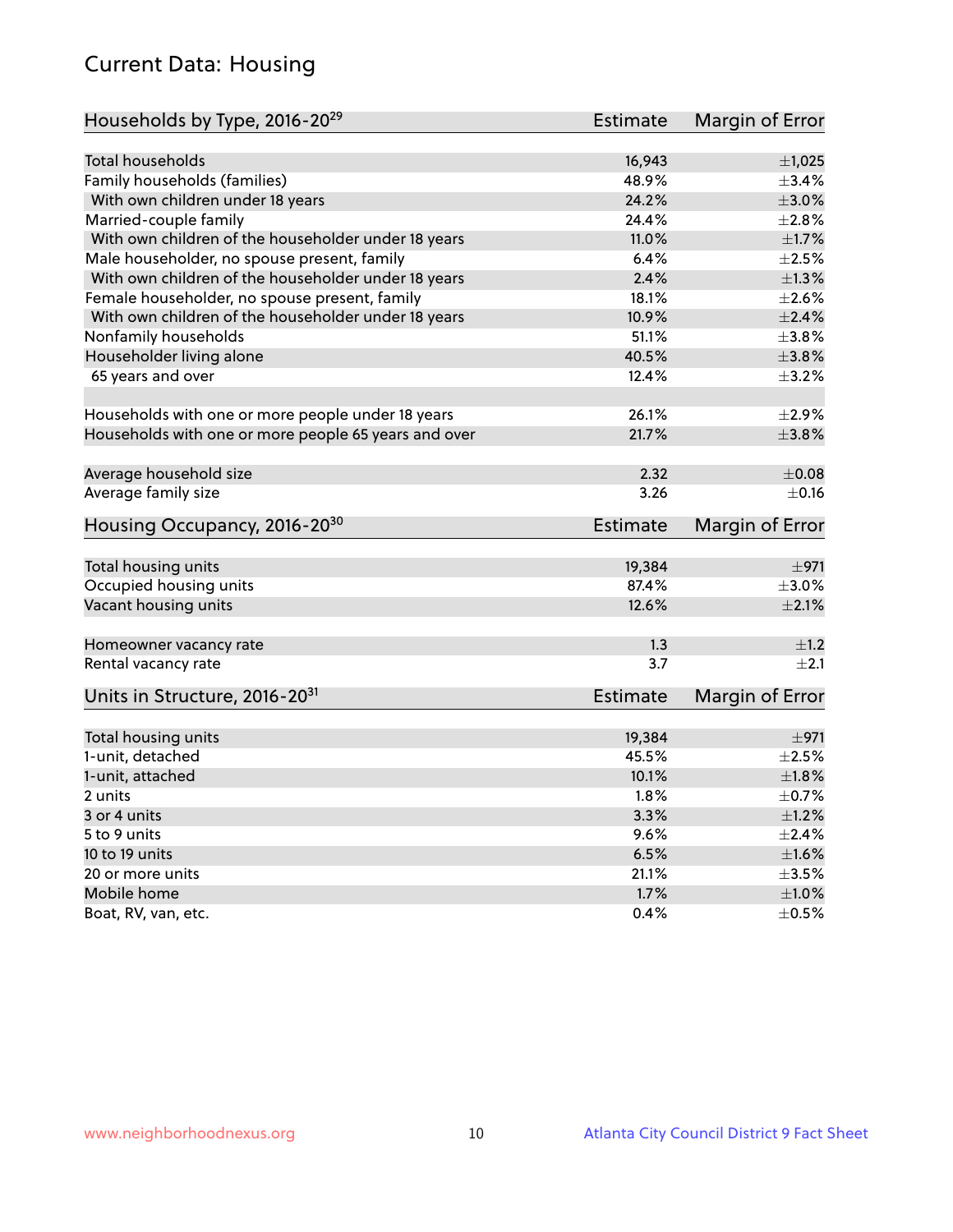# Current Data: Housing

| Households by Type, 2016-20[29] | Estimate | Margin of Error |
|---|---|---|
| Total households | 16,943 | ±1,025 |
| Family households (families) | 48.9% | ±3.4% |
| With own children under 18 years | 24.2% | ±3.0% |
| Married-couple family | 24.4% | ±2.8% |
| With own children of the householder under 18 years | 11.0% | ±1.7% |
| Male householder, no spouse present, family | 6.4% | ±2.5% |
| With own children of the householder under 18 years | 2.4% | ±1.3% |
| Female householder, no spouse present, family | 18.1% | ±2.6% |
| With own children of the householder under 18 years | 10.9% | ±2.4% |
| Nonfamily households | 51.1% | ±3.8% |
| Householder living alone | 40.5% | ±3.8% |
| 65 years and over | 12.4% | ±3.2% |
| Households with one or more people under 18 years | 26.1% | ±2.9% |
| Households with one or more people 65 years and over | 21.7% | ±3.8% |
| Average household size | 2.32 | ±0.08 |
| Average family size | 3.26 | ±0.16 |

| Housing Occupancy, 2016-20[30] | Estimate | Margin of Error |
|---|---|---|
| Total housing units | 19,384 | ±971 |
| Occupied housing units | 87.4% | ±3.0% |
| Vacant housing units | 12.6% | ±2.1% |
| Homeowner vacancy rate | 1.3 | ±1.2 |
| Rental vacancy rate | 3.7 | ±2.1 |

| Units in Structure, 2016-20[31] | Estimate | Margin of Error |
|---|---|---|
| Total housing units | 19,384 | ±971 |
| 1-unit, detached | 45.5% | ±2.5% |
| 1-unit, attached | 10.1% | ±1.8% |
| 2 units | 1.8% | ±0.7% |
| 3 or 4 units | 3.3% | ±1.2% |
| 5 to 9 units | 9.6% | ±2.4% |
| 10 to 19 units | 6.5% | ±1.6% |
| 20 or more units | 21.1% | ±3.5% |
| Mobile home | 1.7% | ±1.0% |
| Boat, RV, van, etc. | 0.4% | ±0.5% |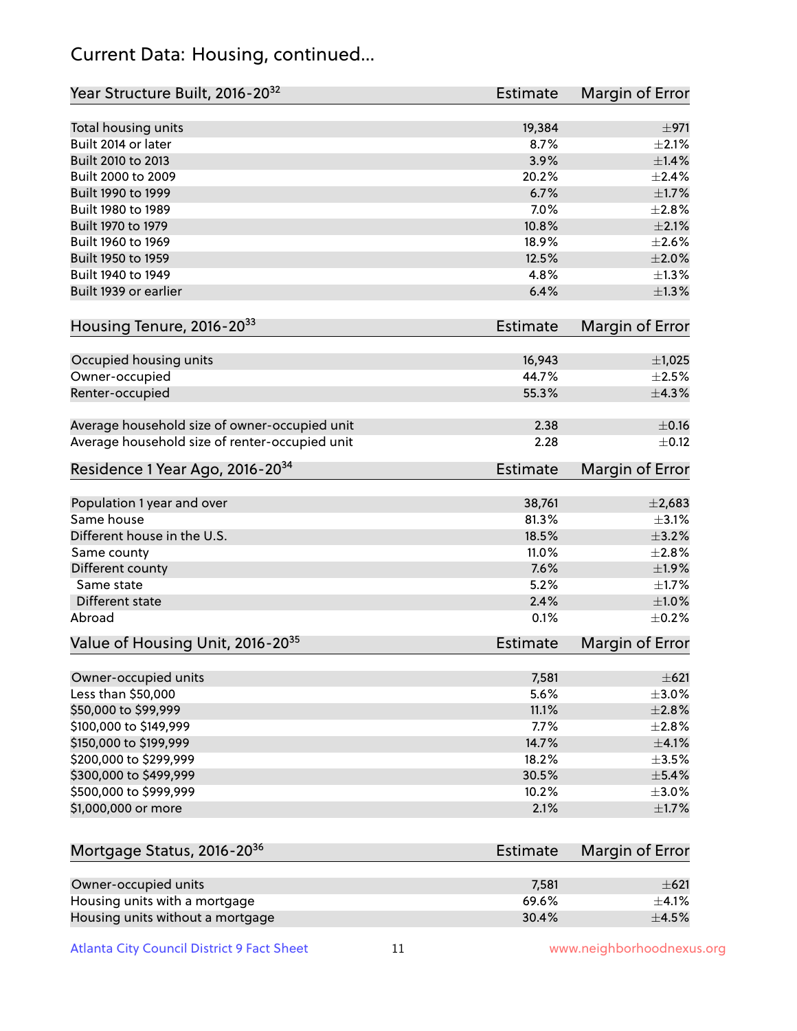## Current Data: Housing, continued...

| Year Structure Built, 2016-20[32] | Estimate | Margin of Error |
|---|---|---|
| Total housing units | 19,384 | ±971 |
| Built 2014 or later | 8.7% | ±2.1% |
| Built 2010 to 2013 | 3.9% | ±1.4% |
| Built 2000 to 2009 | 20.2% | ±2.4% |
| Built 1990 to 1999 | 6.7% | ±1.7% |
| Built 1980 to 1989 | 7.0% | ±2.8% |
| Built 1970 to 1979 | 10.8% | ±2.1% |
| Built 1960 to 1969 | 18.9% | ±2.6% |
| Built 1950 to 1959 | 12.5% | ±2.0% |
| Built 1940 to 1949 | 4.8% | ±1.3% |
| Built 1939 or earlier | 6.4% | ±1.3% |

| Housing Tenure, 2016-20[33] | Estimate | Margin of Error |
|---|---|---|
| Occupied housing units | 16,943 | ±1,025 |
| Owner-occupied | 44.7% | ±2.5% |
| Renter-occupied | 55.3% | ±4.3% |
| Average household size of owner-occupied unit | 2.38 | ±0.16 |
| Average household size of renter-occupied unit | 2.28 | ±0.12 |

| Residence 1 Year Ago, 2016-20[34] | Estimate | Margin of Error |
|---|---|---|
| Population 1 year and over | 38,761 | ±2,683 |
| Same house | 81.3% | ±3.1% |
| Different house in the U.S. | 18.5% | ±3.2% |
| Same county | 11.0% | ±2.8% |
| Different county | 7.6% | ±1.9% |
| Same state | 5.2% | ±1.7% |
| Different state | 2.4% | ±1.0% |
| Abroad | 0.1% | ±0.2% |

| Value of Housing Unit, 2016-20[35] | Estimate | Margin of Error |
|---|---|---|
| Owner-occupied units | 7,581 | ±621 |
| Less than $50,000 | 5.6% | ±3.0% |
| $50,000 to $99,999 | 11.1% | ±2.8% |
| $100,000 to $149,999 | 7.7% | ±2.8% |
| $150,000 to $199,999 | 14.7% | ±4.1% |
| $200,000 to $299,999 | 18.2% | ±3.5% |
| $300,000 to $499,999 | 30.5% | ±5.4% |
| $500,000 to $999,999 | 10.2% | ±3.0% |
| $1,000,000 or more | 2.1% | ±1.7% |

| Mortgage Status, 2016-20[36] | Estimate | Margin of Error |
|---|---|---|
| Owner-occupied units | 7,581 | ±621 |
| Housing units with a mortgage | 69.6% | ±4.1% |
| Housing units without a mortgage | 30.4% | ±4.5% |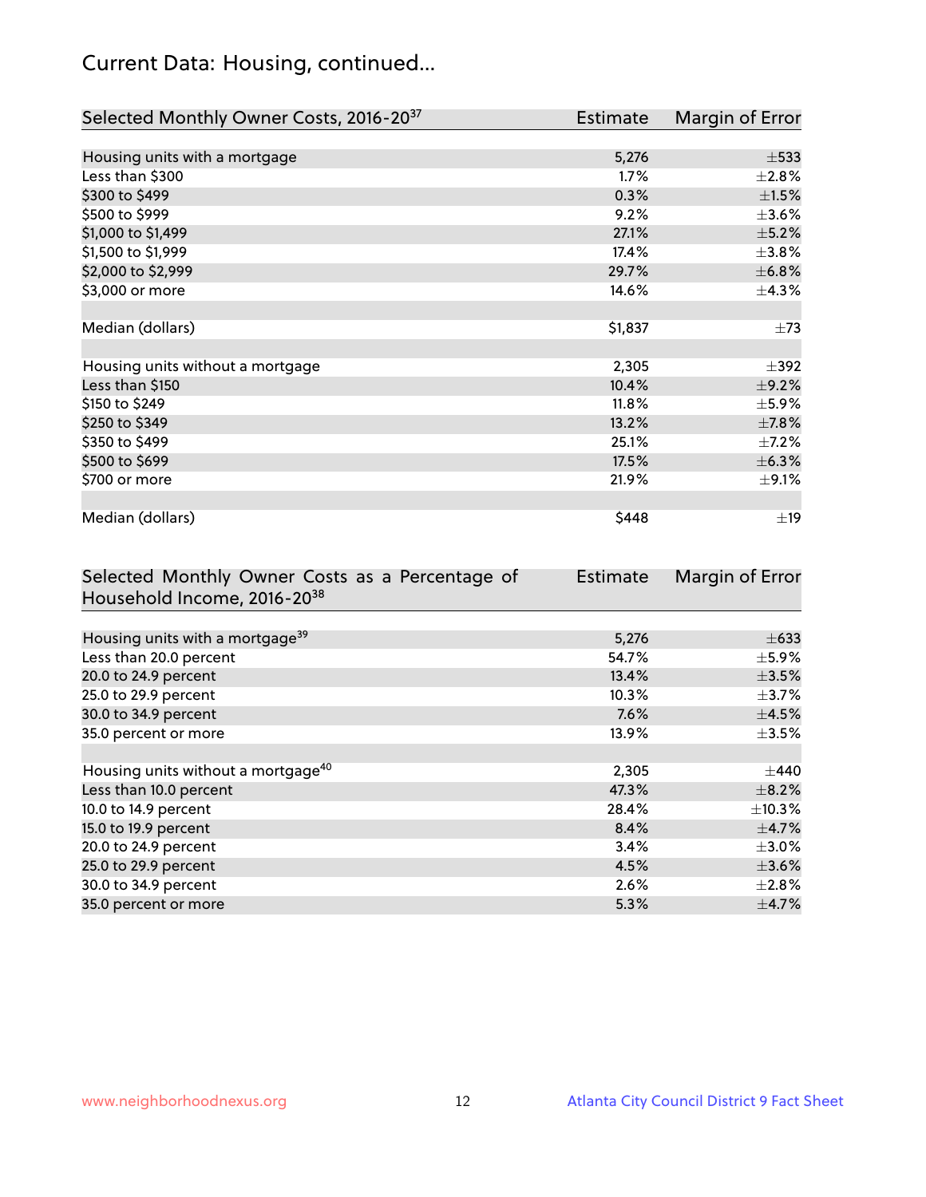## Current Data: Housing, continued...

| Selected Monthly Owner Costs, 2016-20[37] | Estimate | Margin of Error |
|---|---|---|
| Housing units with a mortgage | 5,276 | ±533 |
| Less than $300 | 1.7% | ±2.8% |
| $300 to $499 | 0.3% | ±1.5% |
| $500 to $999 | 9.2% | ±3.6% |
| $1,000 to $1,499 | 27.1% | ±5.2% |
| $1,500 to $1,999 | 17.4% | ±3.8% |
| $2,000 to $2,999 | 29.7% | ±6.8% |
| $3,000 or more | 14.6% | ±4.3% |
| | | |
| Median (dollars) | $1,837 | ±73 |
| | | |
| Housing units without a mortgage | 2,305 | ±392 |
| Less than $150 | 10.4% | ±9.2% |
| $150 to $249 | 11.8% | ±5.9% |
| $250 to $349 | 13.2% | ±7.8% |
| $350 to $499 | 25.1% | ±7.2% |
| $500 to $699 | 17.5% | ±6.3% |
| $700 or more | 21.9% | ±9.1% |
| | | |
| Median (dollars) | $448 | ±19 |

| Selected Monthly Owner Costs as a Percentage of Household Income, 2016-20[38] | Estimate | Margin of Error |
|---|---|---|
| Housing units with a mortgage[39] | 5,276 | ±633 |
| Less than 20.0 percent | 54.7% | ±5.9% |
| 20.0 to 24.9 percent | 13.4% | ±3.5% |
| 25.0 to 29.9 percent | 10.3% | ±3.7% |
| 30.0 to 34.9 percent | 7.6% | ±4.5% |
| 35.0 percent or more | 13.9% | ±3.5% |
| | | |
| Housing units without a mortgage[40] | 2,305 | ±440 |
| Less than 10.0 percent | 47.3% | ±8.2% |
| 10.0 to 14.9 percent | 28.4% | ±10.3% |
| 15.0 to 19.9 percent | 8.4% | ±4.7% |
| 20.0 to 24.9 percent | 3.4% | ±3.0% |
| 25.0 to 29.9 percent | 4.5% | ±3.6% |
| 30.0 to 34.9 percent | 2.6% | ±2.8% |
| 35.0 percent or more | 5.3% | ±4.7% |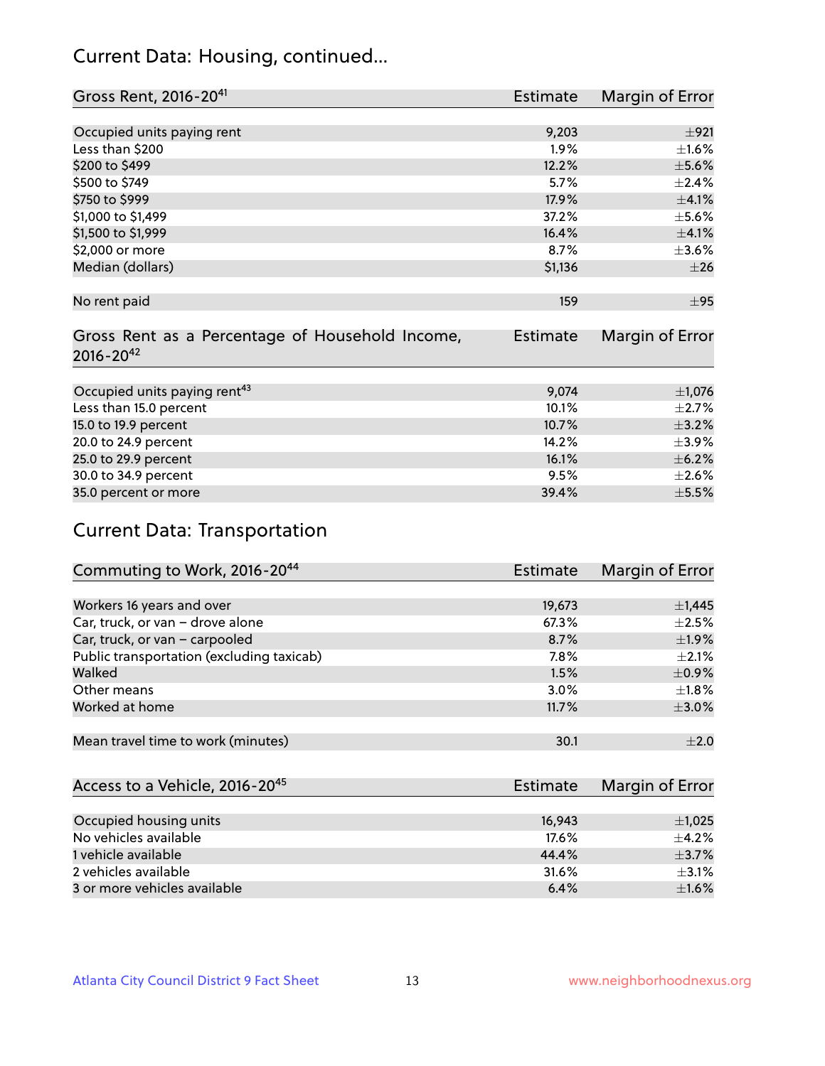## Current Data: Housing, continued...

| Gross Rent, 2016-20[41] | Estimate | Margin of Error |
|---|---|---|
| Occupied units paying rent | 9,203 | ±921 |
| Less than $200 | 1.9% | ±1.6% |
| $200 to $499 | 12.2% | ±5.6% |
| $500 to $749 | 5.7% | ±2.4% |
| $750 to $999 | 17.9% | ±4.1% |
| $1,000 to $1,499 | 37.2% | ±5.6% |
| $1,500 to $1,999 | 16.4% | ±4.1% |
| $2,000 or more | 8.7% | ±3.6% |
| Median (dollars) | $1,136 | ±26 |
| No rent paid | 159 | ±95 |

| Gross Rent as a Percentage of Household Income, 2016-20[42] | Estimate | Margin of Error |
|---|---|---|
| Occupied units paying rent[43] | 9,074 | ±1,076 |
| Less than 15.0 percent | 10.1% | ±2.7% |
| 15.0 to 19.9 percent | 10.7% | ±3.2% |
| 20.0 to 24.9 percent | 14.2% | ±3.9% |
| 25.0 to 29.9 percent | 16.1% | ±6.2% |
| 30.0 to 34.9 percent | 9.5% | ±2.6% |
| 35.0 percent or more | 39.4% | ±5.5% |

## Current Data: Transportation

| Commuting to Work, 2016-20[44] | Estimate | Margin of Error |
|---|---|---|
| Workers 16 years and over | 19,673 | ±1,445 |
| Car, truck, or van – drove alone | 67.3% | ±2.5% |
| Car, truck, or van – carpooled | 8.7% | ±1.9% |
| Public transportation (excluding taxicab) | 7.8% | ±2.1% |
| Walked | 1.5% | ±0.9% |
| Other means | 3.0% | ±1.8% |
| Worked at home | 11.7% | ±3.0% |
| Mean travel time to work (minutes) | 30.1 | ±2.0 |

| Access to a Vehicle, 2016-20[45] | Estimate | Margin of Error |
|---|---|---|
| Occupied housing units | 16,943 | ±1,025 |
| No vehicles available | 17.6% | ±4.2% |
| 1 vehicle available | 44.4% | ±3.7% |
| 2 vehicles available | 31.6% | ±3.1% |
| 3 or more vehicles available | 6.4% | ±1.6% |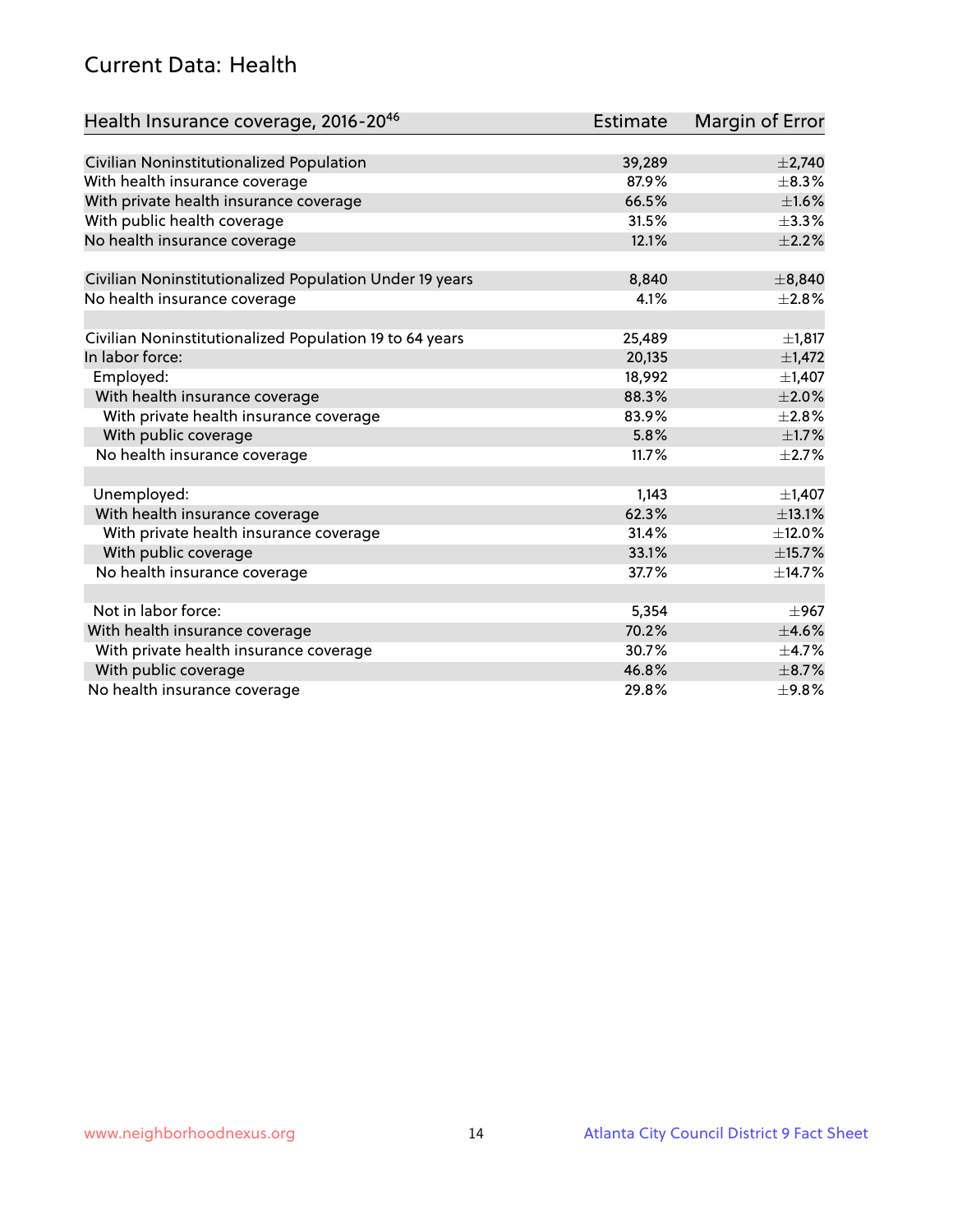## Current Data: Health

| Health Insurance coverage, 2016-20[46] | Estimate | Margin of Error |
|---|---|---|
| Civilian Noninstitutionalized Population | 39,289 | ±2,740 |
| With health insurance coverage | 87.9% | ±8.3% |
| With private health insurance coverage | 66.5% | ±1.6% |
| With public health coverage | 31.5% | ±3.3% |
| No health insurance coverage | 12.1% | ±2.2% |
| | | |
| Civilian Noninstitutionalized Population Under 19 years | 8,840 | ±8,840 |
| No health insurance coverage | 4.1% | ±2.8% |
| | | |
| Civilian Noninstitutionalized Population 19 to 64 years | 25,489 | ±1,817 |
| In labor force: | 20,135 | ±1,472 |
| Employed: | 18,992 | ±1,407 |
| With health insurance coverage | 88.3% | ±2.0% |
| With private health insurance coverage | 83.9% | ±2.8% |
| With public coverage | 5.8% | ±1.7% |
| No health insurance coverage | 11.7% | ±2.7% |
| | | |
| Unemployed: | 1,143 | ±1,407 |
| With health insurance coverage | 62.3% | ±13.1% |
| With private health insurance coverage | 31.4% | ±12.0% |
| With public coverage | 33.1% | ±15.7% |
| No health insurance coverage | 37.7% | ±14.7% |
| | | |
| Not in labor force: | 5,354 | ±967 |
| With health insurance coverage | 70.2% | ±4.6% |
| With private health insurance coverage | 30.7% | ±4.7% |
| With public coverage | 46.8% | ±8.7% |
| No health insurance coverage | 29.8% | ±9.8% |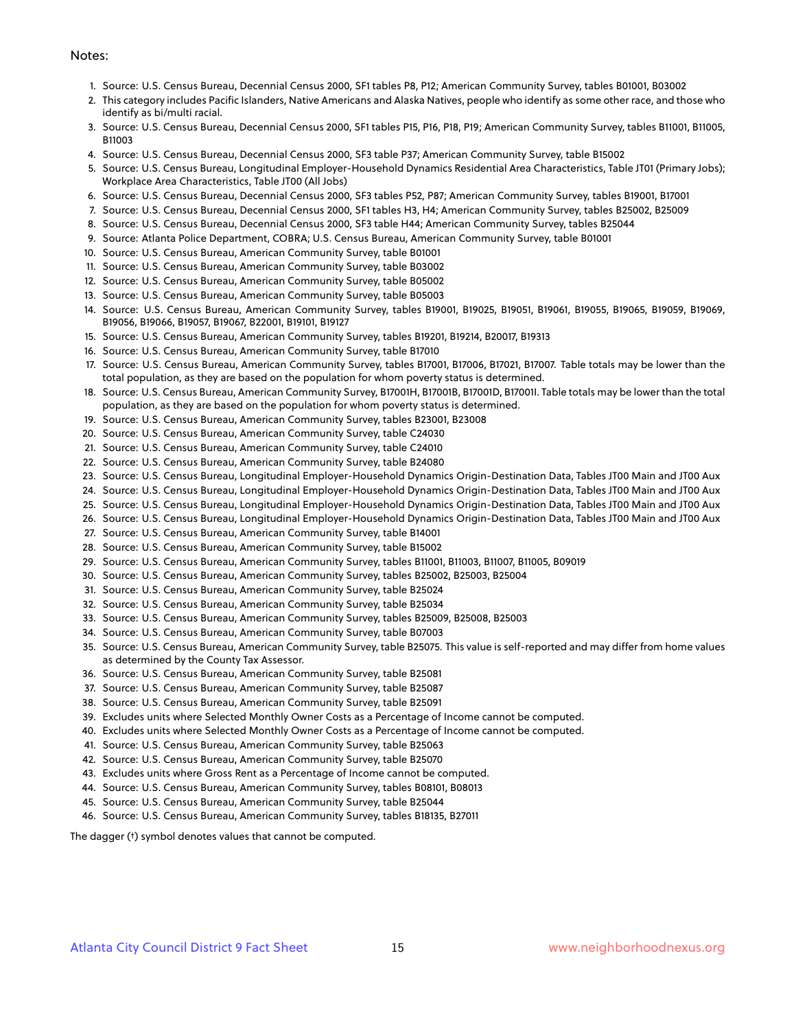Notes:

1. Source: U.S. Census Bureau, Decennial Census 2000, SF1 tables P8, P12; American Community Survey, tables B01001, B03002
2. This category includes Pacific Islanders, Native Americans and Alaska Natives, people who identify as some other race, and those who identify as bi/multi racial.
3. Source: U.S. Census Bureau, Decennial Census 2000, SF1 tables P15, P16, P18, P19; American Community Survey, tables B11001, B11005, B11003
4. Source: U.S. Census Bureau, Decennial Census 2000, SF3 table P37; American Community Survey, table B15002
5. Source: U.S. Census Bureau, Longitudinal Employer-Household Dynamics Residential Area Characteristics, Table JT01 (Primary Jobs); Workplace Area Characteristics, Table JT00 (All Jobs)
6. Source: U.S. Census Bureau, Decennial Census 2000, SF3 tables P52, P87; American Community Survey, tables B19001, B17001
7. Source: U.S. Census Bureau, Decennial Census 2000, SF1 tables H3, H4; American Community Survey, tables B25002, B25009
8. Source: U.S. Census Bureau, Decennial Census 2000, SF3 table H44; American Community Survey, tables B25044
9. Source: Atlanta Police Department, COBRA; U.S. Census Bureau, American Community Survey, table B01001
10. Source: U.S. Census Bureau, American Community Survey, table B01001
11. Source: U.S. Census Bureau, American Community Survey, table B03002
12. Source: U.S. Census Bureau, American Community Survey, table B05002
13. Source: U.S. Census Bureau, American Community Survey, table B05003
14. Source: U.S. Census Bureau, American Community Survey, tables B19001, B19025, B19051, B19061, B19055, B19065, B19059, B19069, B19056, B19066, B19057, B19067, B22001, B19101, B19127
15. Source: U.S. Census Bureau, American Community Survey, tables B19201, B19214, B20017, B19313
16. Source: U.S. Census Bureau, American Community Survey, table B17010
17. Source: U.S. Census Bureau, American Community Survey, tables B17001, B17006, B17021, B17007. Table totals may be lower than the total population, as they are based on the population for whom poverty status is determined.
18. Source: U.S. Census Bureau, American Community Survey, B17001H, B17001B, B17001D, B17001I. Table totals may be lower than the total population, as they are based on the population for whom poverty status is determined.
19. Source: U.S. Census Bureau, American Community Survey, tables B23001, B23008
20. Source: U.S. Census Bureau, American Community Survey, table C24030
21. Source: U.S. Census Bureau, American Community Survey, table C24010
22. Source: U.S. Census Bureau, American Community Survey, table B24080
23. Source: U.S. Census Bureau, Longitudinal Employer-Household Dynamics Origin-Destination Data, Tables JT00 Main and JT00 Aux
24. Source: U.S. Census Bureau, Longitudinal Employer-Household Dynamics Origin-Destination Data, Tables JT00 Main and JT00 Aux
25. Source: U.S. Census Bureau, Longitudinal Employer-Household Dynamics Origin-Destination Data, Tables JT00 Main and JT00 Aux
26. Source: U.S. Census Bureau, Longitudinal Employer-Household Dynamics Origin-Destination Data, Tables JT00 Main and JT00 Aux
27. Source: U.S. Census Bureau, American Community Survey, table B14001
28. Source: U.S. Census Bureau, American Community Survey, table B15002
29. Source: U.S. Census Bureau, American Community Survey, tables B11001, B11003, B11007, B11005, B09019
30. Source: U.S. Census Bureau, American Community Survey, tables B25002, B25003, B25004
31. Source: U.S. Census Bureau, American Community Survey, table B25024
32. Source: U.S. Census Bureau, American Community Survey, table B25034
33. Source: U.S. Census Bureau, American Community Survey, tables B25009, B25008, B25003
34. Source: U.S. Census Bureau, American Community Survey, table B07003
35. Source: U.S. Census Bureau, American Community Survey, table B25075. This value is self-reported and may differ from home values as determined by the County Tax Assessor.
36. Source: U.S. Census Bureau, American Community Survey, table B25081
37. Source: U.S. Census Bureau, American Community Survey, table B25087
38. Source: U.S. Census Bureau, American Community Survey, table B25091
39. Excludes units where Selected Monthly Owner Costs as a Percentage of Income cannot be computed.
40. Excludes units where Selected Monthly Owner Costs as a Percentage of Income cannot be computed.
41. Source: U.S. Census Bureau, American Community Survey, table B25063
42. Source: U.S. Census Bureau, American Community Survey, table B25070
43. Excludes units where Gross Rent as a Percentage of Income cannot be computed.
44. Source: U.S. Census Bureau, American Community Survey, tables B08101, B08013
45. Source: U.S. Census Bureau, American Community Survey, table B25044
46. Source: U.S. Census Bureau, American Community Survey, tables B18135, B27011

The dagger (†) symbol denotes values that cannot be computed.